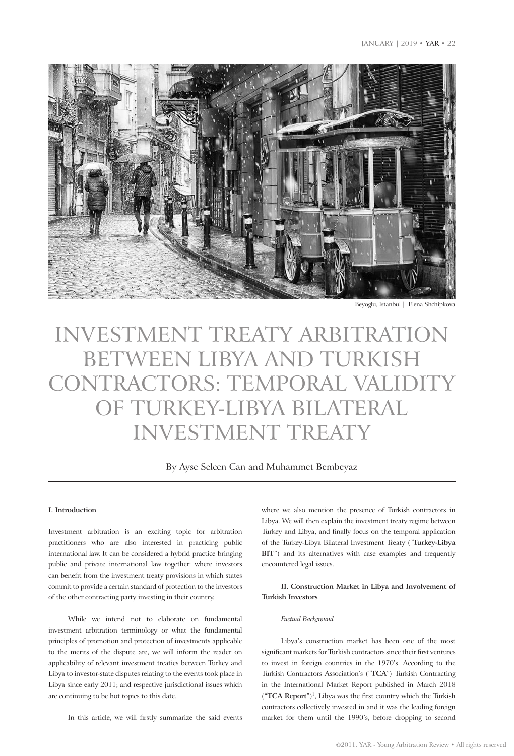Beyoglu, Istanbul | Elena Shchipkova

# INVESTMENT TREATY ARBITRATION BETWEEN LIBYA AND TURKISH CONTRACTORS: TEMPORAL VALIDITY OF TURKEY-LIBYA BILATERAL INVESTMENT TREATY

By Ayse Selcen Can and Muhammet Bembeyaz

**I. Introduction**

Investment arbitration is an exciting topic for arbitration practitioners who are also interested in practicing public international law. It can be considered a hybrid practice bringing public and private international law together: where investors can benefit from the investment treaty provisions in which states commit to provide a certain standard of protection to the investors of the other contracting party investing in their country.

While we intend not to elaborate on fundamental investment arbitration terminology or what the fundamental principles of promotion and protection of investments applicable to the merits of the dispute are, we will inform the reader on applicability of relevant investment treaties between Turkey and Libya to investor-state disputes relating to the events took place in Libya since early 2011; and respective jurisdictional issues which are continuing to be hot topics to this date.

In this article, we will firstly summarize the said events where we also mention the presence of Turkish contractors in Libya. We will then explain the investment treaty regime between Turkey and Libya, and finally focus on the temporal application of the Turkey-Libya Bilateral Investment Treaty ("**Turkey-Libya BIT**") and its alternatives with case examples and frequently encountered legal issues.

**II. Construction Market in Libya and Involvement of Turkish Investors**

*Factual Background*

Libya's construction market has been one of the most significant markets for Turkish contractors since their first ventures to invest in foreign countries in the 1970's. According to the Turkish Contractors Association's ("**TCA**") Turkish Contracting in the International Market Report published in March 2018 ("**TCA Report**")[1], Libya was the first country which the Turkish contractors collectively invested in and it was the leading foreign market for them until the 1990's, before dropping to second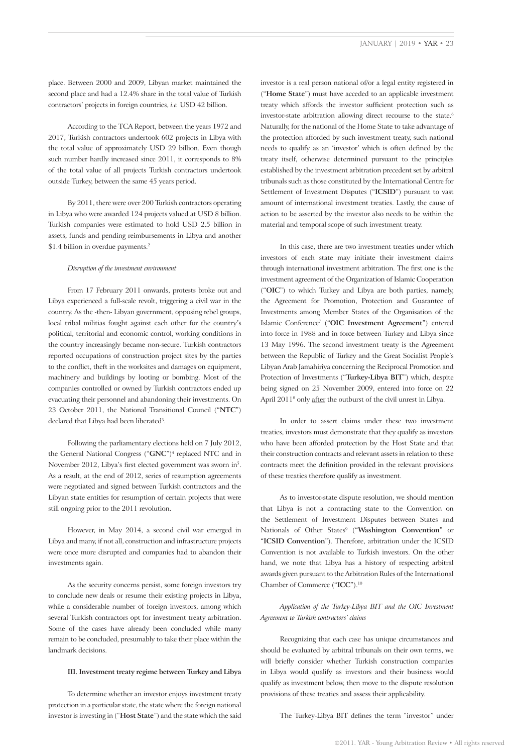place. Between 2000 and 2009, Libyan market maintained the second place and had a 12.4% share in the total value of Turkish contractors' projects in foreign countries, *i.e.* USD 42 billion.

According to the TCA Report, between the years 1972 and 2017, Turkish contractors undertook 602 projects in Libya with the total value of approximately USD 29 billion. Even though such number hardly increased since 2011, it corresponds to 8% of the total value of all projects Turkish contractors undertook outside Turkey, between the same 45 years period.

By 2011, there were over 200 Turkish contractors operating in Libya who were awarded 124 projects valued at USD 8 billion. Turkish companies were estimated to hold USD 2.5 billion in assets, funds and pending reimbursements in Libya and another $1.4 billion in overdue payments.[2]

*Disruption of the investment environment*

From 17 February 2011 onwards, protests broke out and Libya experienced a full-scale revolt, triggering a civil war in the country. As the -then- Libyan government, opposing rebel groups, local tribal militias fought against each other for the country's political, territorial and economic control, working conditions in the country increasingly became non-secure. Turkish contractors reported occupations of construction project sites by the parties to the conflict, theft in the worksites and damages on equipment, machinery and buildings by looting or bombing. Most of the companies controlled or owned by Turkish contractors ended up evacuating their personnel and abandoning their investments. On 23 October 2011, the National Transitional Council ("**NTC**") declared that Libya had been liberated[3].

Following the parliamentary elections held on 7 July 2012, the General National Congress ("**GNC**")[4] replaced NTC and in November 2012, Libya's first elected government was sworn in[5]. As a result, at the end of 2012, series of resumption agreements were negotiated and signed between Turkish contractors and the Libyan state entities for resumption of certain projects that were still ongoing prior to the 2011 revolution.

However, in May 2014, a second civil war emerged in Libya and many, if not all, construction and infrastructure projects were once more disrupted and companies had to abandon their investments again.

As the security concerns persist, some foreign investors try to conclude new deals or resume their existing projects in Libya, while a considerable number of foreign investors, among which several Turkish contractors opt for investment treaty arbitration. Some of the cases have already been concluded while many remain to be concluded, presumably to take their place within the landmark decisions.

### III. Investment treaty regime between Turkey and Libya

To determine whether an investor enjoys investment treaty protection in a particular state, the state where the foreign national investor is investing in ("**Host State**") and the state which the said investor is a real person national of/or a legal entity registered in ("**Home State**") must have acceded to an applicable investment treaty which affords the investor sufficient protection such as investor-state arbitration allowing direct recourse to the state.[6] Naturally, for the national of the Home State to take advantage of the protection afforded by such investment treaty, such national needs to qualify as an 'investor' which is often defined by the treaty itself, otherwise determined pursuant to the principles established by the investment arbitration precedent set by arbitral tribunals such as those constituted by the International Centre for Settlement of Investment Disputes ("**ICSID**") pursuant to vast amount of international investment treaties. Lastly, the cause of action to be asserted by the investor also needs to be within the material and temporal scope of such investment treaty.

In this case, there are two investment treaties under which investors of each state may initiate their investment claims through international investment arbitration. The first one is the investment agreement of the Organization of Islamic Cooperation ("**OIC**") to which Turkey and Libya are both parties, namely, the Agreement for Promotion, Protection and Guarantee of Investments among Member States of the Organisation of the Islamic Conference[7] ("**OIC Investment Agreement**") entered into force in 1988 and in force between Turkey and Libya since 13 May 1996. The second investment treaty is the Agreement between the Republic of Turkey and the Great Socialist People's Libyan Arab Jamahiriya concerning the Reciprocal Promotion and Protection of Investments ("**Turkey-Libya BIT**") which, despite being signed on 25 November 2009, entered into force on 22 April 2011[8] only after the outburst of the civil unrest in Libya.

In order to assert claims under these two investment treaties, investors must demonstrate that they qualify as investors who have been afforded protection by the Host State and that their construction contracts and relevant assets in relation to these contracts meet the definition provided in the relevant provisions of these treaties therefore qualify as investment.

As to investor-state dispute resolution, we should mention that Libya is not a contracting state to the Convention on the Settlement of Investment Disputes between States and Nationals of Other States[9] ("**Washington Convention**" or "**ICSID Convention**"). Therefore, arbitration under the ICSID Convention is not available to Turkish investors. On the other hand, we note that Libya has a history of respecting arbitral awards given pursuant to the Arbitration Rules of the International Chamber of Commerce ("**ICC**").[10]

*Application of the Turkey-Libya BIT and the OIC Investment Agreement to Turkish contractors' claims*

Recognizing that each case has unique circumstances and should be evaluated by arbitral tribunals on their own terms, we will briefly consider whether Turkish construction companies in Libya would qualify as investors and their business would qualify as investment below, then move to the dispute resolution provisions of these treaties and assess their applicability.

The Turkey-Libya BIT defines the term "investor" under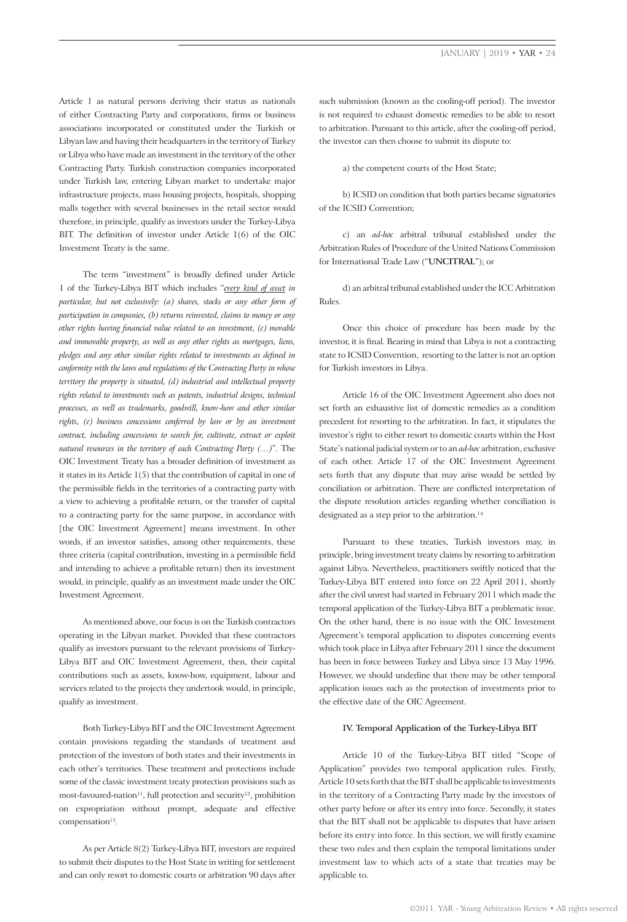Article 1 as natural persons deriving their status as nationals of either Contracting Party and corporations, firms or business associations incorporated or constituted under the Turkish or Libyan law and having their headquarters in the territory of Turkey or Libya who have made an investment in the territory of the other Contracting Party. Turkish construction companies incorporated under Turkish law, entering Libyan market to undertake major infrastructure projects, mass housing projects, hospitals, shopping malls together with several businesses in the retail sector would therefore, in principle, qualify as investors under the Turkey-Libya BIT. The definition of investor under Article 1(6) of the OIC Investment Treaty is the same.

The term "investment" is broadly defined under Article 1 of the Turkey-Libya BIT which includes "*every kind of asset in particular, but not exclusively: (a) shares, stocks or any other form of participation in companies, (b) returns reinvested, claims to money or any other rights having financial value related to an investment, (c) movable and immovable property, as well as any other rights as mortgages, liens, pledges and any other similar rights related to investments as defined in conformity with the laws and regulations of the Contracting Party in whose territory the property is situated, (d) industrial and intellectual property rights related to investments such as patents, industrial designs, technical processes, as well as trademarks, goodwill, know-how and other similar rights, (e) business concessions conferred by law or by an investment contract, including concessions to search for, cultivate, extract or exploit natural resources in the territory of each Contracting Party (…)*". The OIC Investment Treaty has a broader definition of investment as it states in its Article 1(5) that the contribution of capital in one of the permissible fields in the territories of a contracting party with a view to achieving a profitable return, or the transfer of capital to a contracting party for the same purpose, in accordance with [the OIC Investment Agreement] means investment. In other words, if an investor satisfies, among other requirements, these three criteria (capital contribution, investing in a permissible field and intending to achieve a profitable return) then its investment would, in principle, qualify as an investment made under the OIC Investment Agreement.

As mentioned above, our focus is on the Turkish contractors operating in the Libyan market. Provided that these contractors qualify as investors pursuant to the relevant provisions of Turkey-Libya BIT and OIC Investment Agreement, then, their capital contributions such as assets, know-how, equipment, labour and services related to the projects they undertook would, in principle, qualify as investment.

Both Turkey-Libya BIT and the OIC Investment Agreement contain provisions regarding the standards of treatment and protection of the investors of both states and their investments in each other's territories. These treatment and protections include some of the classic investment treaty protection provisions such as most-favoured-nation[11], full protection and security[12], prohibition on expropriation without prompt, adequate and effective compensation[13].

As per Article 8(2) Turkey-Libya BIT, investors are required to submit their disputes to the Host State in writing for settlement and can only resort to domestic courts or arbitration 90 days after such submission (known as the cooling-off period). The investor is not required to exhaust domestic remedies to be able to resort to arbitration. Pursuant to this article, after the cooling-off period, the investor can then choose to submit its dispute to:

a) the competent courts of the Host State;

b) ICSID on condition that both parties became signatories of the ICSID Convention;

c) an *ad-hoc* arbitral tribunal established under the Arbitration Rules of Procedure of the United Nations Commission for International Trade Law ("**UNCITRAL**"); or

d) an arbitral tribunal established under the ICC Arbitration Rules.

Once this choice of procedure has been made by the investor, it is final. Bearing in mind that Libya is not a contracting state to ICSID Convention, resorting to the latter is not an option for Turkish investors in Libya.

Article 16 of the OIC Investment Agreement also does not set forth an exhaustive list of domestic remedies as a condition precedent for resorting to the arbitration. In fact, it stipulates the investor's right to either resort to domestic courts within the Host State's national judicial system or to an *ad-hoc* arbitration, exclusive of each other. Article 17 of the OIC Investment Agreement sets forth that any dispute that may arise would be settled by conciliation or arbitration. There are conflicted interpretation of the dispute resolution articles regarding whether conciliation is designated as a step prior to the arbitration.[14]

Pursuant to these treaties, Turkish investors may, in principle, bring investment treaty claims by resorting to arbitration against Libya. Nevertheless, practitioners swiftly noticed that the Turkey-Libya BIT entered into force on 22 April 2011, shortly after the civil unrest had started in February 2011 which made the temporal application of the Turkey-Libya BIT a problematic issue. On the other hand, there is no issue with the OIC Investment Agreement's temporal application to disputes concerning events which took place in Libya after February 2011 since the document has been in force between Turkey and Libya since 13 May 1996. However, we should underline that there may be other temporal application issues such as the protection of investments prior to the effective date of the OIC Agreement.

#### IV. Temporal Application of the Turkey-Libya BIT

Article 10 of the Turkey-Libya BIT titled "Scope of Application" provides two temporal application rules. Firstly, Article 10 sets forth that the BIT shall be applicable to investments in the territory of a Contracting Party made by the investors of other party before or after its entry into force. Secondly, it states that the BIT shall not be applicable to disputes that have arisen before its entry into force. In this section, we will firstly examine these two rules and then explain the temporal limitations under investment law to which acts of a state that treaties may be applicable to.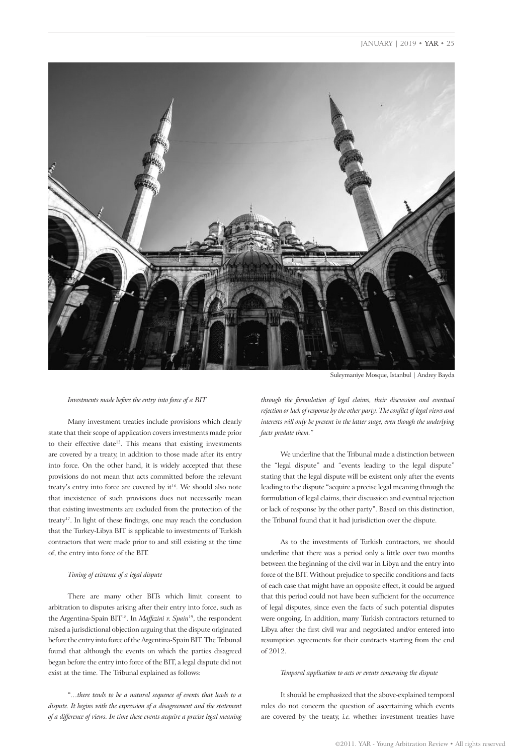Suleymaniye Mosque, Istanbul | Andrey Bayda

*Investments made before the entry into force of a BIT*

Many investment treaties include provisions which clearly state that their scope of application covers investments made prior to their effective date[15]. This means that existing investments are covered by a treaty, in addition to those made after its entry into force. On the other hand, it is widely accepted that these provisions do not mean that acts committed before the relevant treaty's entry into force are covered by it[16]. We should also note that inexistence of such provisions does not necessarily mean that existing investments are excluded from the protection of the treaty[17]. In light of these findings, one may reach the conclusion that the Turkey-Libya BIT is applicable to investments of Turkish contractors that were made prior to and still existing at the time of, the entry into force of the BIT.

*Timing of existence of a legal dispute*

There are many other BITs which limit consent to arbitration to disputes arising after their entry into force, such as the Argentina-Spain BIT[18]. In *Maffezini v. Spain*[19], the respondent raised a jurisdictional objection arguing that the dispute originated before the entry into force of the Argentina-Spain BIT. The Tribunal found that although the events on which the parties disagreed began before the entry into force of the BIT, a legal dispute did not exist at the time. The Tribunal explained as follows:

*"…there tends to be a natural sequence of events that leads to a dispute. It begins with the expression of a disagreement and the statement of a difference of views. In time these events acquire a precise legal meaning through the formulation of legal claims, their discussion and eventual rejection or lack of response by the other party. The conflict of legal views and interests will only be present in the latter stage, even though the underlying facts predate them."*

We underline that the Tribunal made a distinction between the "legal dispute" and "events leading to the legal dispute" stating that the legal dispute will be existent only after the events leading to the dispute "acquire a precise legal meaning through the formulation of legal claims, their discussion and eventual rejection or lack of response by the other party". Based on this distinction, the Tribunal found that it had jurisdiction over the dispute.

As to the investments of Turkish contractors, we should underline that there was a period only a little over two months between the beginning of the civil war in Libya and the entry into force of the BIT. Without prejudice to specific conditions and facts of each case that might have an opposite effect, it could be argued that this period could not have been sufficient for the occurrence of legal disputes, since even the facts of such potential disputes were ongoing. In addition, many Turkish contractors returned to Libya after the first civil war and negotiated and/or entered into resumption agreements for their contracts starting from the end of 2012.

*Temporal application to acts or events concerning the dispute*

It should be emphasized that the above-explained temporal rules do not concern the question of ascertaining which events are covered by the treaty, *i.e.* whether investment treaties have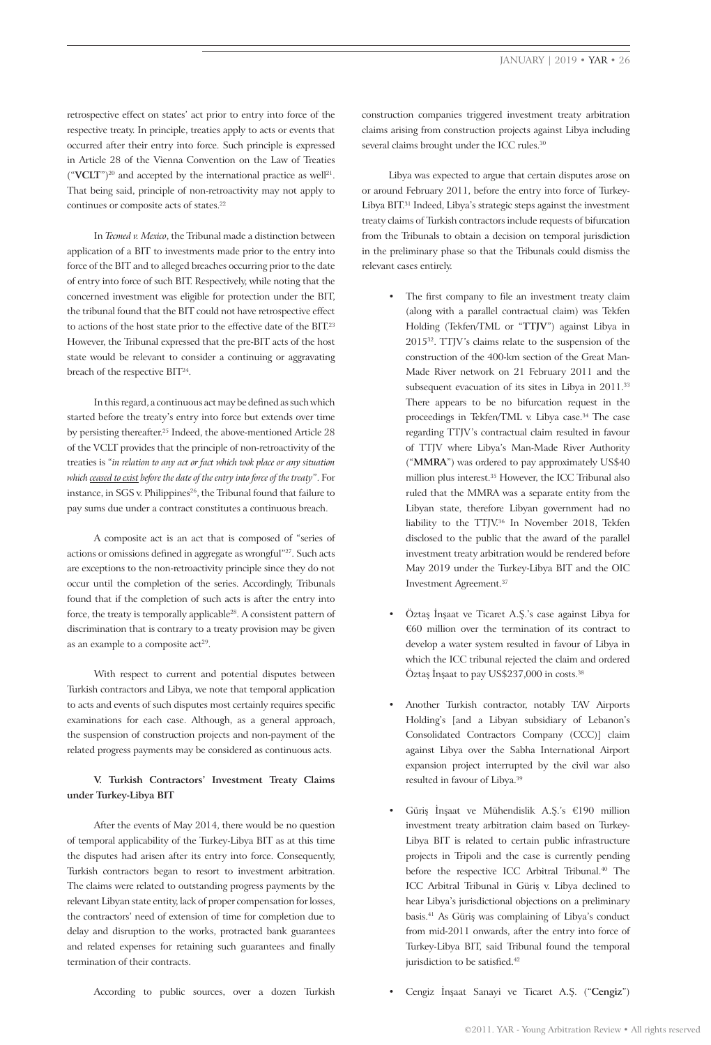retrospective effect on states' act prior to entry into force of the respective treaty. In principle, treaties apply to acts or events that occurred after their entry into force. Such principle is expressed in Article 28 of the Vienna Convention on the Law of Treaties ("**VCLT**")[20] and accepted by the international practice as well[21]. That being said, principle of non-retroactivity may not apply to continues or composite acts of states.[22]

In *Tecmed v. Mexico*, the Tribunal made a distinction between application of a BIT to investments made prior to the entry into force of the BIT and to alleged breaches occurring prior to the date of entry into force of such BIT. Respectively, while noting that the concerned investment was eligible for protection under the BIT, the tribunal found that the BIT could not have retrospective effect to actions of the host state prior to the effective date of the BIT.[23] However, the Tribunal expressed that the pre-BIT acts of the host state would be relevant to consider a continuing or aggravating breach of the respective BIT[24].

In this regard, a continuous act may be defined as such which started before the treaty's entry into force but extends over time by persisting thereafter.[25] Indeed, the above-mentioned Article 28 of the VCLT provides that the principle of non-retroactivity of the treaties is "*in relation to any act or fact which took place or any situation which ceased to exist before the date of the entry into force of the treaty*". For instance, in SGS v. Philippines[26], the Tribunal found that failure to pay sums due under a contract constitutes a continuous breach.

A composite act is an act that is composed of "series of actions or omissions defined in aggregate as wrongful"[27]. Such acts are exceptions to the non-retroactivity principle since they do not occur until the completion of the series. Accordingly, Tribunals found that if the completion of such acts is after the entry into force, the treaty is temporally applicable[28]. A consistent pattern of discrimination that is contrary to a treaty provision may be given as an example to a composite act[29].

With respect to current and potential disputes between Turkish contractors and Libya, we note that temporal application to acts and events of such disputes most certainly requires specific examinations for each case. Although, as a general approach, the suspension of construction projects and non-payment of the related progress payments may be considered as continuous acts.

## V. Turkish Contractors' Investment Treaty Claims under Turkey-Libya BIT

After the events of May 2014, there would be no question of temporal applicability of the Turkey-Libya BIT as at this time the disputes had arisen after its entry into force. Consequently, Turkish contractors began to resort to investment arbitration. The claims were related to outstanding progress payments by the relevant Libyan state entity, lack of proper compensation for losses, the contractors' need of extension of time for completion due to delay and disruption to the works, protracted bank guarantees and related expenses for retaining such guarantees and finally termination of their contracts.

According to public sources, over a dozen Turkish construction companies triggered investment treaty arbitration claims arising from construction projects against Libya including several claims brought under the ICC rules.[30]

Libya was expected to argue that certain disputes arose on or around February 2011, before the entry into force of Turkey-Libya BIT.[31] Indeed, Libya's strategic steps against the investment treaty claims of Turkish contractors include requests of bifurcation from the Tribunals to obtain a decision on temporal jurisdiction in the preliminary phase so that the Tribunals could dismiss the relevant cases entirely.

- The first company to file an investment treaty claim (along with a parallel contractual claim) was Tekfen Holding (Tekfen/TML or "**TTJV**") against Libya in 2015[32]. TTJV's claims relate to the suspension of the construction of the 400-km section of the Great Man-Made River network on 21 February 2011 and the subsequent evacuation of its sites in Libya in 2011.[33] There appears to be no bifurcation request in the proceedings in Tekfen/TML v. Libya case.[34] The case regarding TTJV's contractual claim resulted in favour of TTJV where Libya's Man-Made River Authority ("**MMRA**") was ordered to pay approximately US$40 million plus interest.[35] However, the ICC Tribunal also ruled that the MMRA was a separate entity from the Libyan state, therefore Libyan government had no liability to the TTJV.[36] In November 2018, Tekfen disclosed to the public that the award of the parallel investment treaty arbitration would be rendered before May 2019 under the Turkey-Libya BIT and the OIC Investment Agreement.[37]
- Öztaş İnşaat ve Ticaret A.Ş.'s case against Libya for €60 million over the termination of its contract to develop a water system resulted in favour of Libya in which the ICC tribunal rejected the claim and ordered Öztaş İnşaat to pay US$237,000 in costs.[38]
- Another Turkish contractor, notably TAV Airports Holding's [and a Libyan subsidiary of Lebanon's Consolidated Contractors Company (CCC)] claim against Libya over the Sabha International Airport expansion project interrupted by the civil war also resulted in favour of Libya.[39]
- Güriş İnşaat ve Mühendislik A.Ş.'s €190 million investment treaty arbitration claim based on Turkey-Libya BIT is related to certain public infrastructure projects in Tripoli and the case is currently pending before the respective ICC Arbitral Tribunal.[40] The ICC Arbitral Tribunal in Güriş v. Libya declined to hear Libya's jurisdictional objections on a preliminary basis.[41] As Güriş was complaining of Libya's conduct from mid-2011 onwards, after the entry into force of Turkey-Libya BIT, said Tribunal found the temporal jurisdiction to be satisfied.[42]
- Cengiz İnşaat Sanayi ve Ticaret A.Ş. ("**Cengiz**")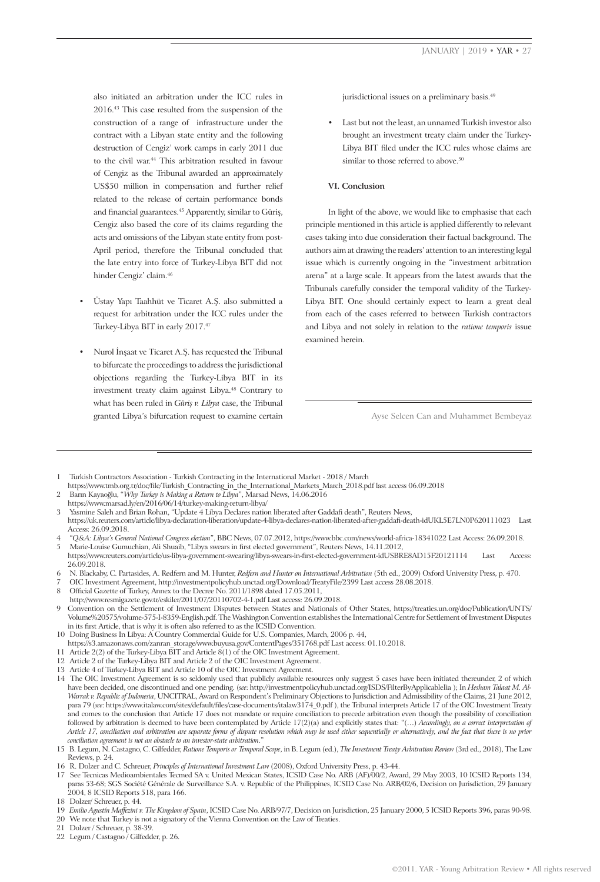also initiated an arbitration under the ICC rules in 2016.[43] This case resulted from the suspension of the construction of a range of infrastructure under the contract with a Libyan state entity and the following destruction of Cengiz' work camps in early 2011 due to the civil war.[44] This arbitration resulted in favour of Cengiz as the Tribunal awarded an approximately US$50 million in compensation and further relief related to the release of certain performance bonds and financial guarantees.[45] Apparently, similar to Güriş, Cengiz also based the core of its claims regarding the acts and omissions of the Libyan state entity from post-April period, therefore the Tribunal concluded that the late entry into force of Turkey-Libya BIT did not hinder Cengiz' claim.[46]

- Üstay Yapı Taahhüt ve Ticaret A.Ş. also submitted a request for arbitration under the ICC rules under the Turkey-Libya BIT in early 2017.[47]

- Nurol İnşaat ve Ticaret A.Ş. has requested the Tribunal to bifurcate the proceedings to address the jurisdictional objections regarding the Turkey-Libya BIT in its investment treaty claim against Libya.[48] Contrary to what has been ruled in *Güriş v. Libya* case, the Tribunal granted Libya's bifurcation request to examine certain jurisdictional issues on a preliminary basis.[49]

- Last but not the least, an unnamed Turkish investor also brought an investment treaty claim under the Turkey-Libya BIT filed under the ICC rules whose claims are similar to those referred to above.[50]

## VI. Conclusion

In light of the above, we would like to emphasise that each principle mentioned in this article is applied differently to relevant cases taking into due consideration their factual background. The authors aim at drawing the readers' attention to an interesting legal issue which is currently ongoing in the "investment arbitration arena" at a large scale. It appears from the latest awards that the Tribunals carefully consider the temporal validity of the Turkey-Libya BIT. One should certainly expect to learn a great deal from each of the cases referred to between Turkish contractors and Libya and not solely in relation to the *ratione temporis* issue examined herein.

Ayse Selcen Can and Muhammet Bembeyaz

---

1 Turkish Contractors Association - Turkish Contracting in the International Market - 2018 / March https://www.tmb.org.tr/doc/file/Turkish_Contracting_in_the_International_Markets_March_2018.pdf last access 06.09.2018
2 Barın Kayaoğlu, "*Why Turkey is Making a Return to Libya*", Marsad News, 14.06.2016 https://www.marsad.ly/en/2016/06/14/turkey-making-return-libya/
3 Yasmine Saleh and Brian Rohan, "Update 4 Libya Declares nation liberated after Gaddafi death", Reuters News, https://uk.reuters.com/article/libya-declaration-liberation/update-4-libya-declares-nation-liberated-after-gaddafi-death-idUKL5E7LN0P620111023 Last Access: 26.09.2018.
4 *"Q&A: Libya's General National Congress election"*, BBC News, 07.07.2012, https://www.bbc.com/news/world-africa-18341022 Last Access: 26.09.2018.
5 Marie-Louise Gumuchian, Ali Shuaib, "Libya swears in first elected government", Reuters News, 14.11.2012, https://www.reuters.com/article/us-libya-government-swearing/libya-swears-in-first-elected-government-idUSBRE8AD15F20121114 Last Access: 26.09.2018.
6 N. Blackaby, C. Partasides, A. Redfern and M. Hunter, *Redfern and Hunter on International Arbitration* (5th ed., 2009) Oxford University Press, p. 470.
7 OIC Investment Agreement, http://investmentpolicyhub.unctad.org/Download/TreatyFile/2399 Last access 28.08.2018.
8 Official Gazette of Turkey, Annex to the Decree No. 2011/1898 dated 17.05.2011, http://www.resmigazete.gov.tr/eskiler/2011/07/20110702-4-1.pdf Last access: 26.09.2018.
9 Convention on the Settlement of Investment Disputes between States and Nationals of Other States, https://treaties.un.org/doc/Publication/UNTS/Volume%20575/volume-575-I-8359-English.pdf. The Washington Convention establishes the International Centre for Settlement of Investment Disputes in its first Article, that is why it is often also referred to as the ICSID Convention.
10 Doing Business In Libya: A Country Commercial Guide for U.S. Companies, March, 2006 p. 44, https://s3.amazonaws.com/zanran_storage/www.buyusa.gov/ContentPages/351768.pdf Last access: 01.10.2018.
11 Article 2(2) of the Turkey-Libya BIT and Article 8(1) of the OIC Investment Agreement.
12 Article 2 of the Turkey-Libya BIT and Article 2 of the OIC Investment Agreement.
13 Article 4 of Turkey-Libya BIT and Article 10 of the OIC Investment Agreement.
14 The OIC Investment Agreement is so seldomly used that publicly available resources only suggest 5 cases have been initiated thereunder, 2 of which have been decided, one discontinued and one pending. (*see*: http://investmentpolicyhub.unctad.org/ISDS/FilterByApplicableIia ); In *Hesham Talaat M. Al-Warrak v. Republic of Indonesia*, UNCITRAL, Award on Respondent's Preliminary Objections to Jurisdiction and Admissibility of the Claims, 21 June 2012, para 79 (*see*: https://www.italaw.com/sites/default/files/case-documents/italaw3174_0.pdf ), the Tribunal interprets Article 17 of the OIC Investment Treaty and comes to the conclusion that Article 17 does not mandate or require conciliation to precede arbitration even though the possibility of conciliation followed by arbitration is deemed to have been contemplated by Article 17(2)(a) and explicitly states that: "(…) *Accordingly, on a correct interpretation of Article 17, conciliation and arbitration are separate forms of dispute resolution which may be used either sequentially or alternatively, and the fact that there is no prior conciliation agreement is not an obstacle to an investor-state arbitration*."
15 B. Legum, N. Castagno, C. Gilfedder, *Ratione Temporis or Temporal Scope*, in B. Legum (ed.), *The Investment Treaty Arbitration Review* (3rd ed., 2018), The Law Reviews, p. 24.
16 R. Dolzer and C. Schreuer, *Principles of International Investment Law* (2008), Oxford University Press, p. 43-44.
17 See Tecnicas Medioambientales Tecmed SA v. United Mexican States, ICSID Case No. ARB (AF)/00/2, Award, 29 May 2003, 10 ICSID Reports 134, paras 53-68; SGS Société Générale de Surveillance S.A. v. Republic of the Philippines, ICSID Case No. ARB/02/6, Decision on Jurisdiction, 29 January 2004, 8 ICSID Reports 518, para 166.
18 Dolzer/ Schreuer, p. 44.
19 *Emilio Agustín Maffezini v. The Kingdom of Spain*, ICSID Case No. ARB/97/7, Decision on Jurisdiction, 25 January 2000, 5 ICSID Reports 396, paras 90-98.
20 We note that Turkey is not a signatory of the Vienna Convention on the Law of Treaties.
21 Dolzer / Schreuer, p. 38-39.
22 Legum / Castagno / Gilfedder, p. 26.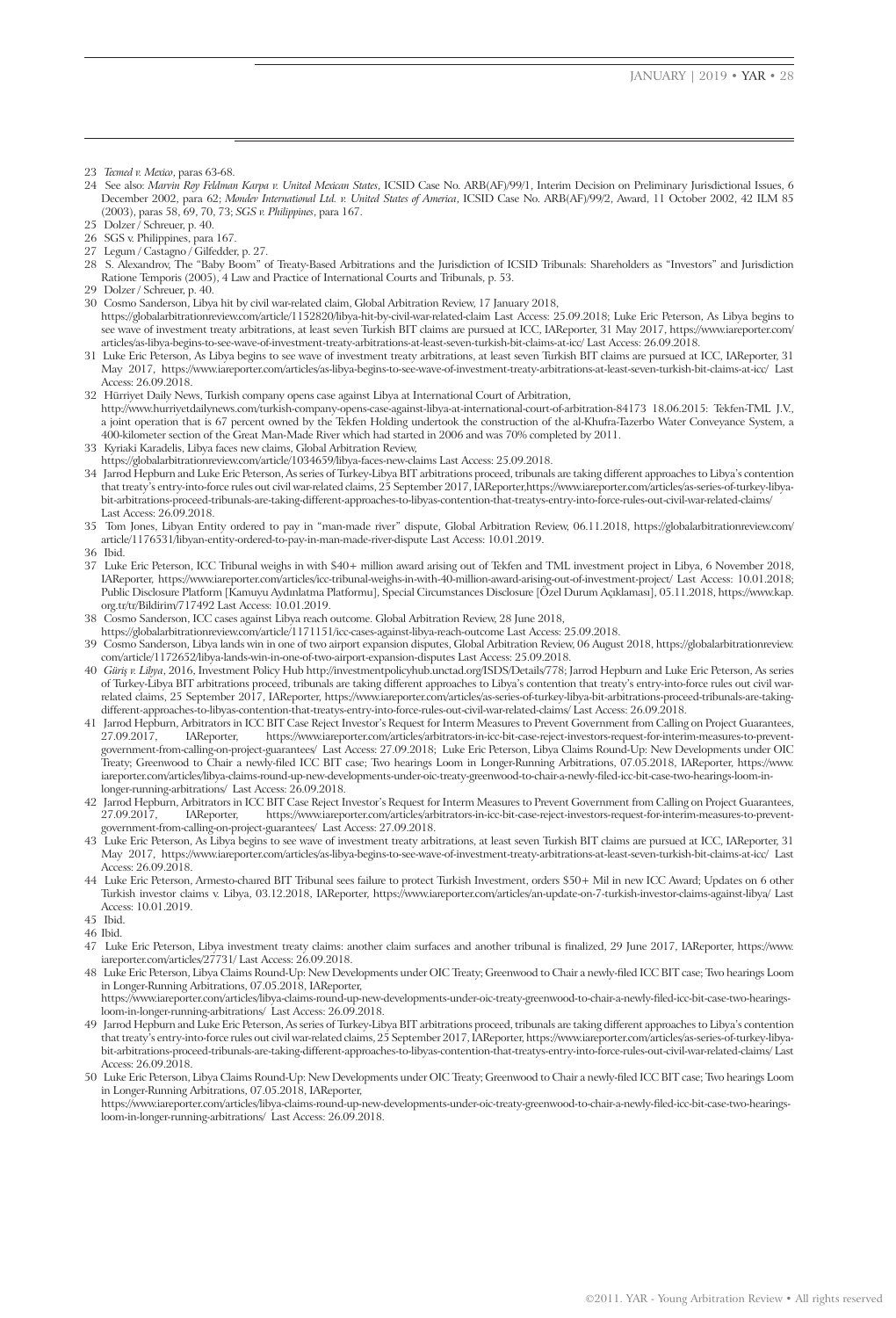23 *Tecmed v. Mexico*, paras 63-68.

24 See also: *Marvin Roy Feldman Karpa v. United Mexican States*, ICSID Case No. ARB(AF)/99/1, Interim Decision on Preliminary Jurisdictional Issues, 6 December 2002, para 62; *Mondev International Ltd. v. United States of America*, ICSID Case No. ARB(AF)/99/2, Award, 11 October 2002, 42 ILM 85 (2003), paras 58, 69, 70, 73; *SGS v. Philippines*, para 167.

25 Dolzer / Schreuer, p. 40.

26 SGS v. Philippines, para 167.

27 Legum / Castagno / Gilfedder, p. 27.

28 S. Alexandrov, The "Baby Boom" of Treaty-Based Arbitrations and the Jurisdiction of ICSID Tribunals: Shareholders as "Investors" and Jurisdiction Ratione Temporis (2005), 4 Law and Practice of International Courts and Tribunals, p. 53.

29 Dolzer / Schreuer, p. 40.

30 Cosmo Sanderson, Libya hit by civil war-related claim, Global Arbitration Review, 17 January 2018, https://globalarbitrationreview.com/article/1152820/libya-hit-by-civil-war-related-claim Last Access: 25.09.2018; Luke Eric Peterson, As Libya begins to see wave of investment treaty arbitrations, at least seven Turkish BIT claims are pursued at ICC, IAReporter, 31 May 2017, https://www.iareporter.com/articles/as-libya-begins-to-see-wave-of-investment-treaty-arbitrations-at-least-seven-turkish-bit-claims-at-icc/ Last Access: 26.09.2018.

31 Luke Eric Peterson, As Libya begins to see wave of investment treaty arbitrations, at least seven Turkish BIT claims are pursued at ICC, IAReporter, 31 May 2017, https://www.iareporter.com/articles/as-libya-begins-to-see-wave-of-investment-treaty-arbitrations-at-least-seven-turkish-bit-claims-at-icc/ Last Access: 26.09.2018.

32 Hürriyet Daily News, Turkish company opens case against Libya at International Court of Arbitration, http://www.hurriyetdailynews.com/turkish-company-opens-case-against-libya-at-international-court-of-arbitration-84173 18.06.2015: Tekfen-TML J.V., a joint operation that is 67 percent owned by the Tekfen Holding undertook the construction of the al-Khufra-Tazerbo Water Conveyance System, a 400-kilometer section of the Great Man-Made River which had started in 2006 and was 70% completed by 2011.

33 Kyriaki Karadelis, Libya faces new claims, Global Arbitration Review, https://globalarbitrationreview.com/article/1034659/libya-faces-new-claims Last Access: 25.09.2018.

34 Jarrod Hepburn and Luke Eric Peterson, As series of Turkey-Libya BIT arbitrations proceed, tribunals are taking different approaches to Libya's contention that treaty's entry-into-force rules out civil war-related claims, 25 September 2017, IAReporter,https://www.iareporter.com/articles/as-series-of-turkey-libya-bit-arbitrations-proceed-tribunals-are-taking-different-approaches-to-libyas-contention-that-treatys-entry-into-force-rules-out-civil-war-related-claims/ Last Access: 26.09.2018.

35 Tom Jones, Libyan Entity ordered to pay in "man-made river" dispute, Global Arbitration Review, 06.11.2018, https://globalarbitrationreview.com/article/1176531/libyan-entity-ordered-to-pay-in-man-made-river-dispute Last Access: 10.01.2019.

36 Ibid.

37 Luke Eric Peterson, ICC Tribunal weighs in with $40+ million award arising out of Tekfen and TML investment project in Libya, 6 November 2018, IAReporter, https://www.iareporter.com/articles/icc-tribunal-weighs-in-with-40-million-award-arising-out-of-investment-project/ Last Access: 10.01.2018; Public Disclosure Platform [Kamuyu Aydınlatma Platformu], Special Circumstances Disclosure [Özel Durum Açıklaması], 05.11.2018, https://www.kap.org.tr/tr/Bildirim/717492 Last Access: 10.01.2019.

38 Cosmo Sanderson, ICC cases against Libya reach outcome. Global Arbitration Review, 28 June 2018, https://globalarbitrationreview.com/article/1171151/icc-cases-against-libya-reach-outcome Last Access: 25.09.2018.

39 Cosmo Sanderson, Libya lands win in one of two airport expansion disputes, Global Arbitration Review, 06 August 2018, https://globalarbitrationreview.com/article/1172652/libya-lands-win-in-one-of-two-airport-expansion-disputes Last Access: 25.09.2018.

40 *Güriş v. Libya*, 2016, Investment Policy Hub http://investmentpolicyhub.unctad.org/ISDS/Details/778; Jarrod Hepburn and Luke Eric Peterson, As series of Turkey-Libya BIT arbitrations proceed, tribunals are taking different approaches to Libya's contention that treaty's entry-into-force rules out civil war-related claims, 25 September 2017, IAReporter, https://www.iareporter.com/articles/as-series-of-turkey-libya-bit-arbitrations-proceed-tribunals-are-taking-different-approaches-to-libyas-contention-that-treatys-entry-into-force-rules-out-civil-war-related-claims/ Last Access: 26.09.2018.

41 Jarrod Hepburn, Arbitrators in ICC BIT Case Reject Investor's Request for Interm Measures to Prevent Government from Calling on Project Guarantees, 27.09.2017, IAReporter, https://www.iareporter.com/articles/arbitrators-in-icc-bit-case-reject-investors-request-for-interim-measures-to-prevent-government-from-calling-on-project-guarantees/ Last Access: 27.09.2018; Luke Eric Peterson, Libya Claims Round-Up: New Developments under OIC Treaty; Greenwood to Chair a newly-filed ICC BIT case; Two hearings Loom in Longer-Running Arbitrations, 07.05.2018, IAReporter, https://www.iareporter.com/articles/libya-claims-round-up-new-developments-under-oic-treaty-greenwood-to-chair-a-newly-filed-icc-bit-case-two-hearings-loom-in-longer-running-arbitrations/ Last Access: 26.09.2018.

42 Jarrod Hepburn, Arbitrators in ICC BIT Case Reject Investor's Request for Interm Measures to Prevent Government from Calling on Project Guarantees, 27.09.2017, IAReporter, https://www.iareporter.com/articles/arbitrators-in-icc-bit-case-reject-investors-request-for-interim-measures-to-prevent-government-from-calling-on-project-guarantees/ Last Access: 27.09.2018.

43 Luke Eric Peterson, As Libya begins to see wave of investment treaty arbitrations, at least seven Turkish BIT claims are pursued at ICC, IAReporter, 31 May 2017, https://www.iareporter.com/articles/as-libya-begins-to-see-wave-of-investment-treaty-arbitrations-at-least-seven-turkish-bit-claims-at-icc/ Last Access: 26.09.2018.

44 Luke Eric Peterson, Armesto-chaıred BIT Tribunal sees failure to protect Turkish Investment, orders $50+ Mil in new ICC Award; Updates on 6 other Turkish investor claims v. Libya, 03.12.2018, IAReporter, https://www.iareporter.com/articles/an-update-on-7-turkish-investor-claims-against-libya/ Last Access: 10.01.2019.

45 Ibid.

46 Ibid.

47 Luke Eric Peterson, Libya investment treaty claims: another claim surfaces and another tribunal is finalized, 29 June 2017, IAReporter, https://www.iareporter.com/articles/27731/ Last Access: 26.09.2018.

48 Luke Eric Peterson, Libya Claims Round-Up: New Developments under OIC Treaty; Greenwood to Chair a newly-filed ICC BIT case; Two hearings Loom in Longer-Running Arbitrations, 07.05.2018, IAReporter, https://www.iareporter.com/articles/libya-claims-round-up-new-developments-under-oic-treaty-greenwood-to-chair-a-newly-filed-icc-bit-case-two-hearings-loom-in-longer-running-arbitrations/ Last Access: 26.09.2018.

49 Jarrod Hepburn and Luke Eric Peterson, As series of Turkey-Libya BIT arbitrations proceed, tribunals are taking different approaches to Libya's contention that treaty's entry-into-force rules out civil war-related claims, 25 September 2017, IAReporter, https://www.iareporter.com/articles/as-series-of-turkey-libya-bit-arbitrations-proceed-tribunals-are-taking-different-approaches-to-libyas-contention-that-treatys-entry-into-force-rules-out-civil-war-related-claims/ Last Access: 26.09.2018.

50 Luke Eric Peterson, Libya Claims Round-Up: New Developments under OIC Treaty; Greenwood to Chair a newly-filed ICC BIT case; Two hearings Loom in Longer-Running Arbitrations, 07.05.2018, IAReporter, https://www.iareporter.com/articles/libya-claims-round-up-new-developments-under-oic-treaty-greenwood-to-chair-a-newly-filed-icc-bit-case-two-hearings-loom-in-longer-running-arbitrations/ Last Access: 26.09.2018.